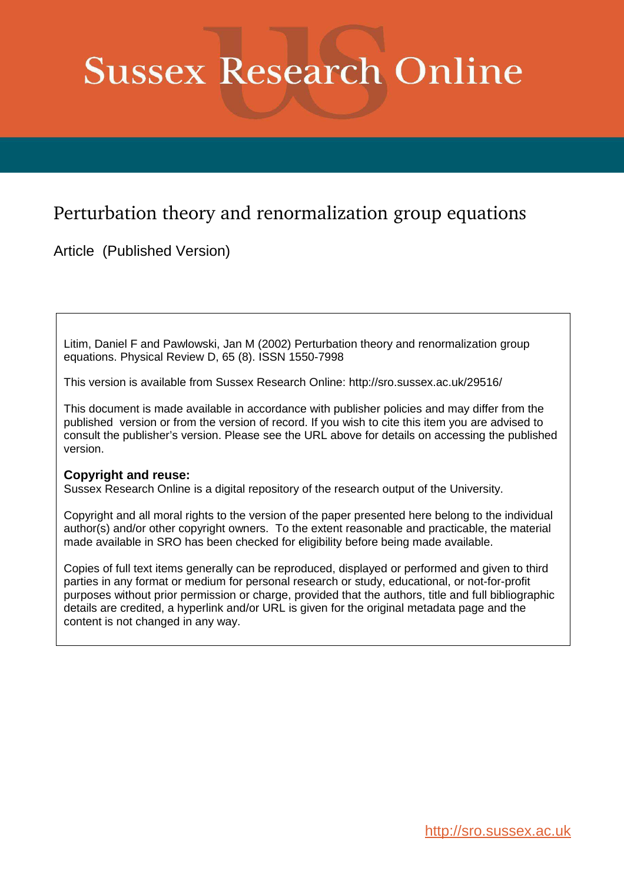# Sussex Research Online

## Perturbation theory and renormalization group equations

Article (Published Version)

Litim, Daniel F and Pawlowski, Jan M (2002) Perturbation theory and renormalization group equations. Physical Review D, 65 (8). ISSN 1550-7998

This version is available from Sussex Research Online: http://sro.sussex.ac.uk/29516/

This document is made available in accordance with publisher policies and may differ from the published version or from the version of record. If you wish to cite this item you are advised to consult the publisher's version. Please see the URL above for details on accessing the published version.

**Copyright and reuse:**
Sussex Research Online is a digital repository of the research output of the University.

Copyright and all moral rights to the version of the paper presented here belong to the individual author(s) and/or other copyright owners. To the extent reasonable and practicable, the material made available in SRO has been checked for eligibility before being made available.

Copies of full text items generally can be reproduced, displayed or performed and given to third parties in any format or medium for personal research or study, educational, or not-for-profit purposes without prior permission or charge, provided that the authors, title and full bibliographic details are credited, a hyperlink and/or URL is given for the original metadata page and the content is not changed in any way.

http://sro.sussex.ac.uk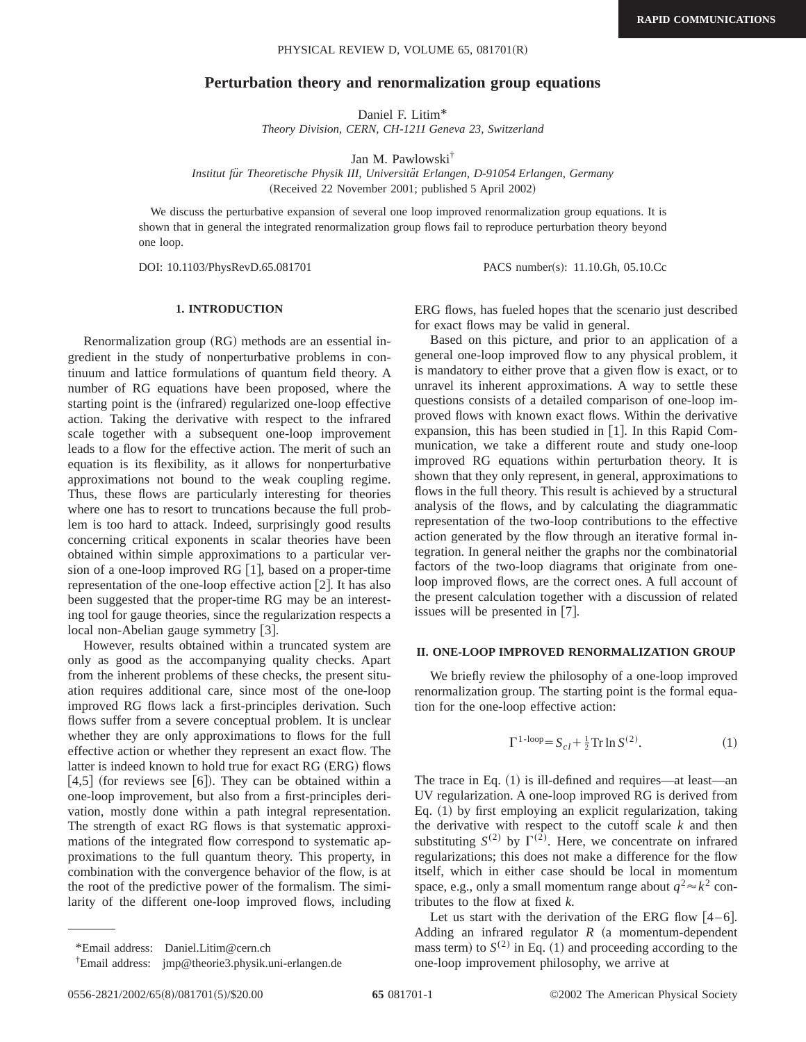# Perturbation theory and renormalization group equations

Daniel F. Litim*

*Theory Division, CERN, CH-1211 Geneva 23, Switzerland*

Jan M. Pawlowski†

*Institut für Theoretische Physik III, Universität Erlangen, D-91054 Erlangen, Germany*

(Received 22 November 2001; published 5 April 2002)

We discuss the perturbative expansion of several one loop improved renormalization group equations. It is shown that in general the integrated renormalization group flows fail to reproduce perturbation theory beyond one loop.

DOI: 10.1103/PhysRevD.65.081701 PACS number(s): 11.10.Gh, 05.10.Cc

## I. INTRODUCTION

Renormalization group (RG) methods are an essential ingredient in the study of nonperturbative problems in continuum and lattice formulations of quantum field theory. A number of RG equations have been proposed, where the starting point is the (infrared) regularized one-loop effective action. Taking the derivative with respect to the infrared scale together with a subsequent one-loop improvement leads to a flow for the effective action. The merit of such an equation is its flexibility, as it allows for nonperturbative approximations not bound to the weak coupling regime. Thus, these flows are particularly interesting for theories where one has to resort to truncations because the full problem is too hard to attack. Indeed, surprisingly good results concerning critical exponents in scalar theories have been obtained within simple approximations to a particular version of a one-loop improved RG [1], based on a proper-time representation of the one-loop effective action [2]. It has also been suggested that the proper-time RG may be an interesting tool for gauge theories, since the regularization respects a local non-Abelian gauge symmetry [3].

However, results obtained within a truncated system are only as good as the accompanying quality checks. Apart from the inherent problems of these checks, the present situation requires additional care, since most of the one-loop improved RG flows lack a first-principles derivation. Such flows suffer from a severe conceptual problem. It is unclear whether they are only approximations to flows for the full effective action or whether they represent an exact flow. The latter is indeed known to hold true for exact RG (ERG) flows [4,5] (for reviews see [6]). They can be obtained within a one-loop improvement, but also from a first-principles derivation, mostly done within a path integral representation. The strength of exact RG flows is that systematic approximations of the integrated flow correspond to systematic approximations to the full quantum theory. This property, in combination with the convergence behavior of the flow, is at the root of the predictive power of the formalism. The similarity of the different one-loop improved flows, including ERG flows, has fueled hopes that the scenario just described for exact flows may be valid in general.

Based on this picture, and prior to an application of a general one-loop improved flow to any physical problem, it is mandatory to either prove that a given flow is exact, or to unravel its inherent approximations. A way to settle these questions consists of a detailed comparison of one-loop improved flows with known exact flows. Within the derivative expansion, this has been studied in [1]. In this Rapid Communication, we take a different route and study one-loop improved RG equations within perturbation theory. It is shown that they only represent, in general, approximations to flows in the full theory. This result is achieved by a structural analysis of the flows, and by calculating the diagrammatic representation of the two-loop contributions to the effective action generated by the flow through an iterative formal integration. In general neither the graphs nor the combinatorial factors of the two-loop diagrams that originate from one-loop improved flows, are the correct ones. A full account of the present calculation together with a discussion of related issues will be presented in [7].

## II. ONE-LOOP IMPROVED RENORMALIZATION GROUP

We briefly review the philosophy of a one-loop improved renormalization group. The starting point is the formal equation for the one-loop effective action:

$$\Gamma^{1\text{-loop}} = S_{cl} + \tfrac{1}{2}\mathrm{Tr}\ln S^{(2)}. \tag{1}$$

The trace in Eq. (1) is ill-defined and requires—at least—an UV regularization. A one-loop improved RG is derived from Eq. (1) by first employing an explicit regularization, taking the derivative with respect to the cutoff scale $k$ and then substituting $S^{(2)}$ by $\Gamma^{(2)}$. Here, we concentrate on infrared regularizations; this does not make a difference for the flow itself, which in either case should be local in momentum space, e.g., only a small momentum range about $q^2 \approx k^2$ contributes to the flow at fixed $k$.

Let us start with the derivation of the ERG flow [4–6]. Adding an infrared regulator $R$ (a momentum-dependent mass term) to $S^{(2)}$ in Eq. (1) and proceeding according to the one-loop improvement philosophy, we arrive at

*Email address: Daniel.Litim@cern.ch

†Email address: jmp@theorie3.physik.uni-erlangen.de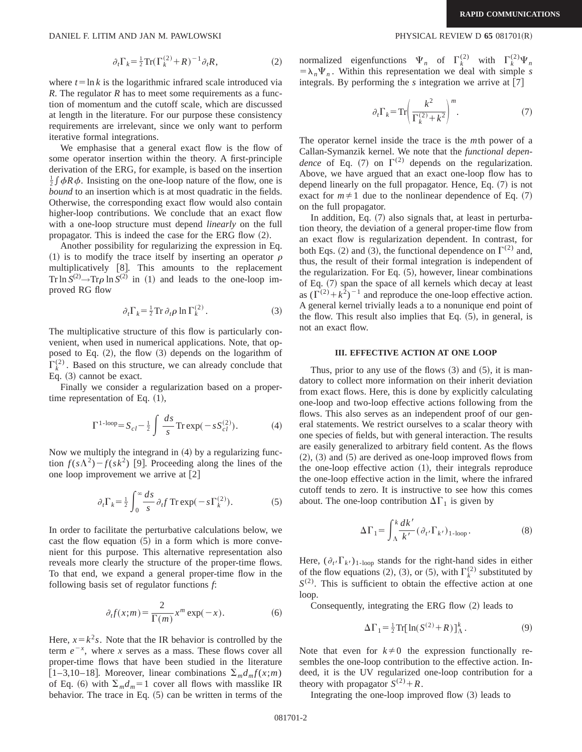$$\partial_t \Gamma_k = \tfrac{1}{2} \mathrm{Tr}(\Gamma_k^{(2)} + R)^{-1} \partial_t R, \tag{2}$$

where $t = \ln k$ is the logarithmic infrared scale introduced via $R$. The regulator $R$ has to meet some requirements as a function of momentum and the cutoff scale, which are discussed at length in the literature. For our purpose these consistency requirements are irrelevant, since we only want to perform iterative formal integrations.

We emphasise that a general exact flow is the flow of some operator insertion within the theory. A first-principle derivation of the ERG, for example, is based on the insertion $\frac{1}{2}\int \phi R \phi$. Insisting on the one-loop nature of the flow, one is *bound* to an insertion which is at most quadratic in the fields. Otherwise, the corresponding exact flow would also contain higher-loop contributions. We conclude that an exact flow with a one-loop structure must depend *linearly* on the full propagator. This is indeed the case for the ERG flow (2).

Another possibility for regularizing the expression in Eq. (1) is to modify the trace itself by inserting an operator $\rho$ multiplicatively [8]. This amounts to the replacement $\mathrm{Tr} \ln S^{(2)} \to \mathrm{Tr} \rho \ln S^{(2)}$ in (1) and leads to the one-loop improved RG flow

$$\partial_t \Gamma_k = \tfrac{1}{2} \mathrm{Tr}\, \partial_t \rho \ln \Gamma_k^{(2)}. \tag{3}$$

The multiplicative structure of this flow is particularly convenient, when used in numerical applications. Note, that opposed to Eq. (2), the flow (3) depends on the logarithm of $\Gamma_k^{(2)}$. Based on this structure, we can already conclude that Eq. (3) cannot be exact.

Finally we consider a regularization based on a proper-time representation of Eq. (1),

$$\Gamma^{1\text{-loop}} = S_{cl} - \tfrac{1}{2} \int \frac{ds}{s} \mathrm{Tr} \exp(-s S_{cl}^{(2)}). \tag{4}$$

Now we multiply the integrand in (4) by a regularizing function $f(s\Lambda^2) - f(sk^2)$ [9]. Proceeding along the lines of the one loop improvement we arrive at [2]

$$\partial_t \Gamma_k = \tfrac{1}{2} \int_0^\infty \frac{ds}{s} \partial_t f \,\mathrm{Tr} \exp(-s \Gamma_k^{(2)}). \tag{5}$$

In order to facilitate the perturbative calculations below, we cast the flow equation (5) in a form which is more convenient for this purpose. This alternative representation also reveals more clearly the structure of the proper-time flows. To that end, we expand a general proper-time flow in the following basis set of regulator functions $f$:

$$\partial_t f(x;m) = \frac{2}{\Gamma(m)} x^m \exp(-x). \tag{6}$$

Here, $x = k^2 s$. Note that the IR behavior is controlled by the term $e^{-x}$, where $x$ serves as a mass. These flows cover all proper-time flows that have been studied in the literature [1–3,10–18]. Moreover, linear combinations $\Sigma_m d_m f(x;m)$ of Eq. (6) with $\Sigma_m d_m = 1$ cover all flows with masslike IR behavior. The trace in Eq. (5) can be written in terms of the normalized eigenfunctions $\Psi_n$ of $\Gamma_k^{(2)}$ with $\Gamma_k^{(2)} \Psi_n = \lambda_n \Psi_n$. Within this representation we deal with simple $s$ integrals. By performing the $s$ integration we arrive at [7]

$$\partial_t \Gamma_k = \mathrm{Tr}\left( \frac{k^2}{\Gamma_k^{(2)} + k^2} \right)^m. \tag{7}$$

The operator kernel inside the trace is the $m$th power of a Callan-Symanzik kernel. We note that the *functional dependence* of Eq. (7) on $\Gamma^{(2)}$ depends on the regularization. Above, we have argued that an exact one-loop flow has to depend linearly on the full propagator. Hence, Eq. (7) is not exact for $m \neq 1$ due to the nonlinear dependence of Eq. (7) on the full propagator.

In addition, Eq. (7) also signals that, at least in perturbation theory, the deviation of a general proper-time flow from an exact flow is regularization dependent. In contrast, for both Eqs. (2) and (3), the functional dependence on $\Gamma^{(2)}$ and, thus, the result of their formal integration is independent of the regularization. For Eq. (5), however, linear combinations of Eq. (7) span the space of all kernels which decay at least as $(\Gamma^{(2)} + k^2)^{-1}$ and reproduce the one-loop effective action. A general kernel trivially leads a to a nonunique end point of the flow. This result also implies that Eq. (5), in general, is not an exact flow.

## III. EFFECTIVE ACTION AT ONE LOOP

Thus, prior to any use of the flows (3) and (5), it is mandatory to collect more information on their inherit deviation from exact flows. Here, this is done by explicitly calculating one-loop and two-loop effective actions following from the flows. This also serves as an independent proof of our general statements. We restrict ourselves to a scalar theory with one species of fields, but with general interaction. The results are easily generalized to arbitrary field content. As the flows (2), (3) and (5) are derived as one-loop improved flows from the one-loop effective action (1), their integrals reproduce the one-loop effective action in the limit, where the infrared cutoff tends to zero. It is instructive to see how this comes about. The one-loop contribution $\Delta\Gamma_1$ is given by

$$\Delta \Gamma_1 = \int_\Lambda^k \frac{dk'}{k'} (\partial_{t'} \Gamma_{k'})_{1\text{-loop}}. \tag{8}$$

Here, $(\partial_{t'} \Gamma_{k'})_{1\text{-loop}}$ stands for the right-hand sides in either of the flow equations (2), (3), or (5), with $\Gamma_k^{(2)}$ substituted by $S^{(2)}$. This is sufficient to obtain the effective action at one loop.

Consequently, integrating the ERG flow (2) leads to

$$\Delta \Gamma_1 = \tfrac{1}{2} \mathrm{Tr}[\ln(S^{(2)} + R)]_\Lambda^k. \tag{9}$$

Note that even for $k \neq 0$ the expression functionally resembles the one-loop contribution to the effective action. Indeed, it is the UV regularized one-loop contribution for a theory with propagator $S^{(2)} + R$.

Integrating the one-loop improved flow (3) leads to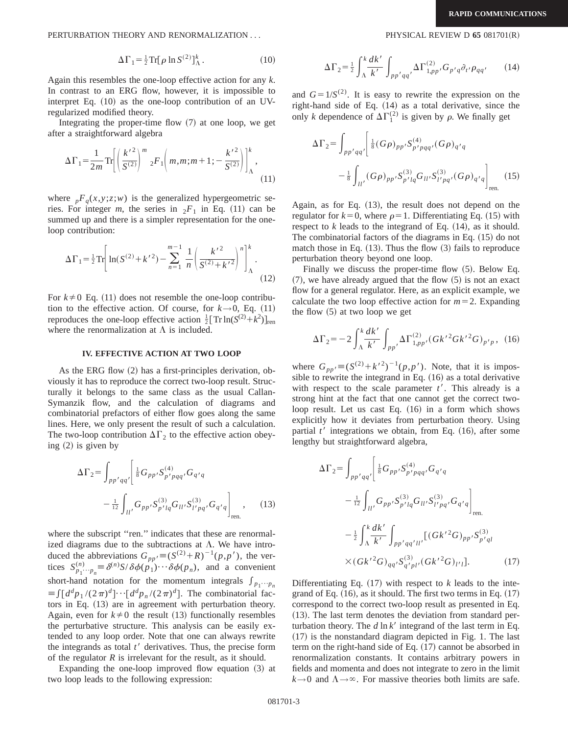$$\Delta\Gamma_1 = \tfrac{1}{2}\mathrm{Tr}[\rho \ln S^{(2)}]^k_\Lambda. \tag{10}$$

Again this resembles the one-loop effective action for any $k$. In contrast to an ERG flow, however, it is impossible to interpret Eq. (10) as the one-loop contribution of an UV-regularized modified theory.

Integrating the proper-time flow (7) at one loop, we get after a straightforward algebra

$$\Delta\Gamma_1 = \frac{1}{2m}\mathrm{Tr}\left[\left(\frac{k'^2}{S^{(2)}}\right)^m {}_2F_1\left(m,m;m+1;-\frac{k'^2}{S^{(2)}}\right)\right]^k_\Lambda, \tag{11}$$

where ${}_pF_q(x,y;z;w)$ is the generalized hypergeometric series. For integer $m$, the series in ${}_2F_1$ in Eq. (11) can be summed up and there is a simpler representation for the one-loop contribution:

$$\Delta\Gamma_1 = \tfrac{1}{2}\mathrm{Tr}\left[\ln(S^{(2)}+k'^2) - \sum_{n=1}^{m-1}\frac{1}{n}\left(\frac{k'^2}{S^{(2)}+k'^2}\right)^n\right]^k_\Lambda. \tag{12}$$

For $k\neq 0$ Eq. (11) does not resemble the one-loop contribution to the effective action. Of course, for $k\to 0$, Eq. (11) reproduces the one-loop effective action $\frac{1}{2}[\mathrm{Tr}\ln(S^{(2)}+k^2)]_{\mathrm{ren}}$ where the renormalization at $\Lambda$ is included.

## IV. EFFECTIVE ACTION AT TWO LOOP

As the ERG flow (2) has a first-principles derivation, obviously it has to reproduce the correct two-loop result. Structurally it belongs to the same class as the usual Callan-Symanzik flow, and the calculation of diagrams and combinatorial prefactors of either flow goes along the same lines. Here, we only present the result of such a calculation. The two-loop contribution $\Delta\Gamma_2$ to the effective action obeying (2) is given by

$$\Delta\Gamma_2 = \int_{pp'qq'}\left[\tfrac{1}{8}G_{pp'}S^{(4)}_{p'pqq'}G_{q'q} - \tfrac{1}{12}\int_{ll'}G_{pp'}S^{(3)}_{p'lq}G_{ll'}S^{(3)}_{l'pq'}G_{q'q}\right]_{\mathrm{ren.}}, \tag{13}$$

where the subscript "ren." indicates that these are renormalized diagrams due to the subtractions at $\Lambda$. We have introduced the abbreviations $G_{pp'}\equiv(S^{(2)}+R)^{-1}(p,p')$, the vertices $S^{(n)}_{p_1\cdots p_n}\equiv\delta^{(n)}S/\delta\phi(p_1)\cdots\delta\phi(p_n)$, and a convenient short-hand notation for the momentum integrals $\int_{p_1\cdots p_n}\equiv\int[d^dp_1/(2\pi)^d]\cdots[d^dp_n/(2\pi)^d]$. The combinatorial factors in Eq. (13) are in agreement with perturbation theory. Again, even for $k\neq 0$ the result (13) functionally resembles the perturbative structure. This analysis can be easily extended to any loop order. Note that one can always rewrite the integrands as total $t'$ derivatives. Thus, the precise form of the regulator $R$ is irrelevant for the result, as it should.

Expanding the one-loop improved flow equation (3) at two loop leads to the following expression:

$$\Delta\Gamma_2 = \tfrac{1}{2}\int_\Lambda^k\frac{dk'}{k'}\int_{pp'qq'}\Delta\Gamma^{(2)}_{1,pp'}G_{p'q}\partial_{t'}\rho_{qq'} \tag{14}$$

and $G=1/S^{(2)}$. It is easy to rewrite the expression on the right-hand side of Eq. (14) as a total derivative, since the only $k$ dependence of $\Delta\Gamma_1^{(2)}$ is given by $\rho$. We finally get

$$\Delta\Gamma_2 = \int_{pp'qq'}\left[\tfrac{1}{8}(G\rho)_{pp'}S^{(4)}_{p'pqq'}(G\rho)_{q'q} - \tfrac{1}{8}\int_{ll'}(G\rho)_{pp'}S^{(3)}_{p'lq}G_{ll'}S^{(3)}_{l'pq'}(G\rho)_{q'q}\right]_{\mathrm{ren.}} \tag{15}$$

Again, as for Eq. (13), the result does not depend on the regulator for $k=0$, where $\rho=1$. Differentiating Eq. (15) with respect to $k$ leads to the integrand of Eq. (14), as it should. The combinatorial factors of the diagrams in Eq. (15) do not match those in Eq. (13). Thus the flow (3) fails to reproduce perturbation theory beyond one loop.

Finally we discuss the proper-time flow (5). Below Eq. (7), we have already argued that the flow (5) is not an exact flow for a general regulator. Here, as an explicit example, we calculate the two loop effective action for $m=2$. Expanding the flow (5) at two loop we get

$$\Delta\Gamma_2 = -2\int_\Lambda^k\frac{dk'}{k'}\int_{pp'}\Delta\Gamma^{(2)}_{1,pp'}(Gk'^2Gk'^2G)_{p'p}, \tag{16}$$

where $G_{pp'}\equiv(S^{(2)}+k'^2)^{-1}(p,p')$. Note, that it is impossible to rewrite the integrand in Eq. (16) as a total derivative with respect to the scale parameter $t'$. This already is a strong hint at the fact that one cannot get the correct two-loop result. Let us cast Eq. (16) in a form which shows explicitly how it deviates from perturbation theory. Using partial $t'$ integrations we obtain, from Eq. (16), after some lengthy but straightforward algebra,

$$\begin{aligned}\Delta\Gamma_2 = {} & \int_{pp'qq'}\left[\tfrac{1}{8}G_{pp'}S^{(4)}_{p'pqq'}G_{q'q} - \tfrac{1}{12}\int_{ll'}G_{pp'}S^{(3)}_{p'lq}G_{ll'}S^{(3)}_{l'pq'}G_{q'q}\right]_{\mathrm{ren.}} \\ & - \tfrac{1}{2}\int_\Lambda^k\frac{dk'}{k'}\int_{pp'qq'll'}[(Gk'^2G)_{pp'}S^{(3)}_{p'ql} \\ & \times(Gk'^2G)_{qq'}S^{(3)}_{q'pl'}(Gk'^2G)_{l'l}].\end{aligned} \tag{17}$$

Differentiating Eq. (17) with respect to $k$ leads to the integrand of Eq. (16), as it should. The first two terms in Eq. (17) correspond to the correct two-loop result as presented in Eq. (13). The last term denotes the deviation from standard perturbation theory. The $d\ln k'$ integrand of the last term in Eq. (17) is the nonstandard diagram depicted in Fig. 1. The last term on the right-hand side of Eq. (17) cannot be absorbed in renormalization constants. It contains arbitrary powers in fields and momenta and does not integrate to zero in the limit $k\to 0$ and $\Lambda\to\infty$. For massive theories both limits are safe.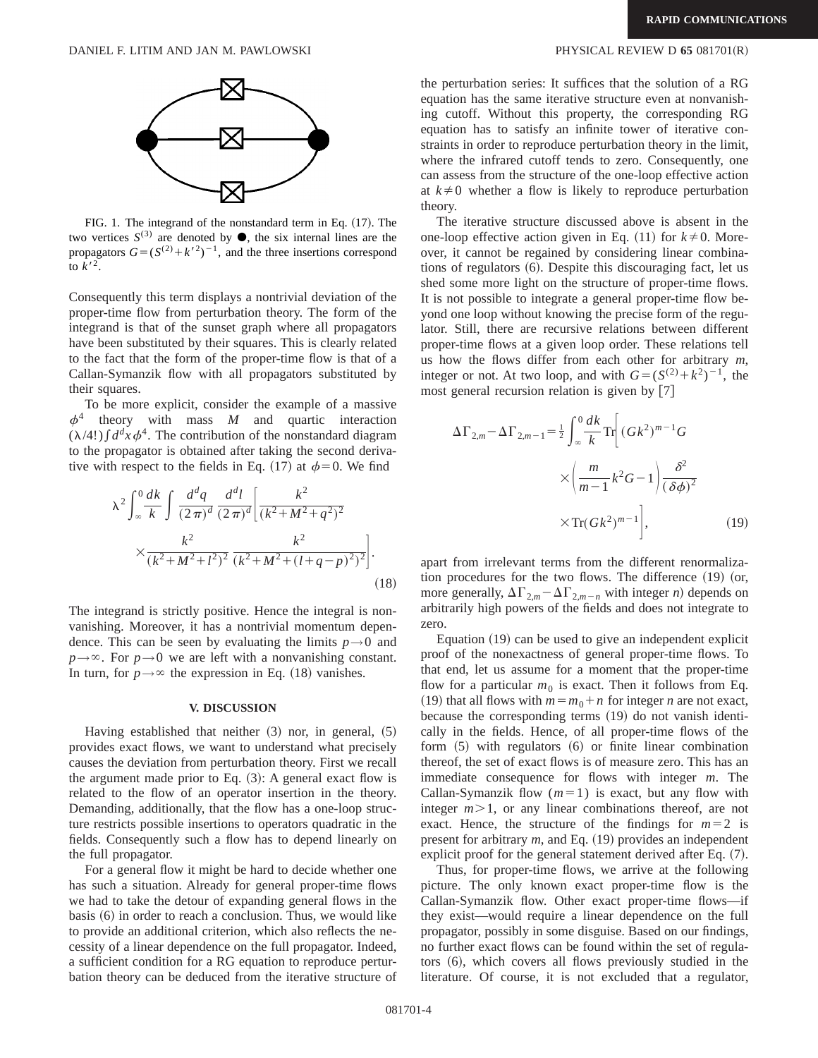FIG. 1. The integrand of the nonstandard term in Eq. (17). The two vertices $S^{(3)}$ are denoted by ●, the six internal lines are the propagators $G=(S^{(2)}+k'^2)^{-1}$, and the three insertions correspond to $k'^2$.

Consequently this term displays a nontrivial deviation of the proper-time flow from perturbation theory. The form of the integrand is that of the sunset graph where all propagators have been substituted by their squares. This is clearly related to the fact that the form of the proper-time flow is that of a Callan-Symanzik flow with all propagators substituted by their squares.

To be more explicit, consider the example of a massive $\phi^4$ theory with mass $M$ and quartic interaction $(\lambda/4!)\int d^d x \phi^4$. The contribution of the nonstandard diagram to the propagator is obtained after taking the second derivative with respect to the fields in Eq. (17) at $\phi=0$. We find

$$
\lambda^2 \int_\infty^0 \frac{dk}{k} \int \frac{d^d q}{(2\pi)^d} \frac{d^d l}{(2\pi)^d} \left[ \frac{k^2}{(k^2+M^2+q^2)^2} \times \frac{k^2}{(k^2+M^2+l^2)^2} \frac{k^2}{(k^2+M^2+(l+q-p)^2)^2} \right]. \tag{18}
$$

The integrand is strictly positive. Hence the integral is nonvanishing. Moreover, it has a nontrivial momentum dependence. This can be seen by evaluating the limits $p\to 0$ and $p\to\infty$. For $p\to 0$ we are left with a nonvanishing constant. In turn, for $p\to\infty$ the expression in Eq. (18) vanishes.

## V. DISCUSSION

Having established that neither (3) nor, in general, (5) provides exact flows, we want to understand what precisely causes the deviation from perturbation theory. First we recall the argument made prior to Eq. (3): A general exact flow is related to the flow of an operator insertion in the theory. Demanding, additionally, that the flow has a one-loop structure restricts possible insertions to operators quadratic in the fields. Consequently such a flow has to depend linearly on the full propagator.

For a general flow it might be hard to decide whether one has such a situation. Already for general proper-time flows we had to take the detour of expanding general flows in the basis (6) in order to reach a conclusion. Thus, we would like to provide an additional criterion, which also reflects the necessity of a linear dependence on the full propagator. Indeed, a sufficient condition for a RG equation to reproduce perturbation theory can be deduced from the iterative structure of the perturbation series: It suffices that the solution of a RG equation has the same iterative structure even at nonvanishing cutoff. Without this property, the corresponding RG equation has to satisfy an infinite tower of iterative constraints in order to reproduce perturbation theory in the limit, where the infrared cutoff tends to zero. Consequently, one can assess from the structure of the one-loop effective action at $k\neq 0$ whether a flow is likely to reproduce perturbation theory.

The iterative structure discussed above is absent in the one-loop effective action given in Eq. (11) for $k\neq 0$. Moreover, it cannot be regained by considering linear combinations of regulators (6). Despite this discouraging fact, let us shed some more light on the structure of proper-time flows. It is not possible to integrate a general proper-time flow beyond one loop without knowing the precise form of the regulator. Still, there are recursive relations between different proper-time flows at a given loop order. These relations tell us how the flows differ from each other for arbitrary $m$, integer or not. At two loop, and with $G=(S^{(2)}+k^2)^{-1}$, the most general recursion relation is given by [7]

$$
\Delta\Gamma_{2,m}-\Delta\Gamma_{2,m-1}=\frac{1}{2}\int_\infty^0 \frac{dk}{k}\mathrm{Tr}\left[(Gk^2)^{m-1}G \times\left(\frac{m}{m-1}k^2G-1\right)\frac{\delta^2}{(\delta\phi)^2} \times \mathrm{Tr}(Gk^2)^{m-1}\right], \tag{19}
$$

apart from irrelevant terms from the different renormalization procedures for the two flows. The difference (19) (or, more generally, $\Delta\Gamma_{2,m}-\Delta\Gamma_{2,m-n}$ with integer $n$) depends on arbitrarily high powers of the fields and does not integrate to zero.

Equation (19) can be used to give an independent explicit proof of the nonexactness of general proper-time flows. To that end, let us assume for a moment that the proper-time flow for a particular $m_0$ is exact. Then it follows from Eq. (19) that all flows with $m=m_0+n$ for integer $n$ are not exact, because the corresponding terms (19) do not vanish identically in the fields. Hence, of all proper-time flows of the form (5) with regulators (6) or finite linear combination thereof, the set of exact flows is of measure zero. This has an immediate consequence for flows with integer $m$. The Callan-Symanzik flow $(m=1)$ is exact, but any flow with integer $m>1$, or any linear combinations thereof, are not exact. Hence, the structure of the findings for $m=2$ is present for arbitrary $m$, and Eq. (19) provides an independent explicit proof for the general statement derived after Eq. (7).

Thus, for proper-time flows, we arrive at the following picture. The only known exact proper-time flow is the Callan-Symanzik flow. Other exact proper-time flows—if they exist—would require a linear dependence on the full propagator, possibly in some disguise. Based on our findings, no further exact flows can be found within the set of regulators (6), which covers all flows previously studied in the literature. Of course, it is not excluded that a regulator,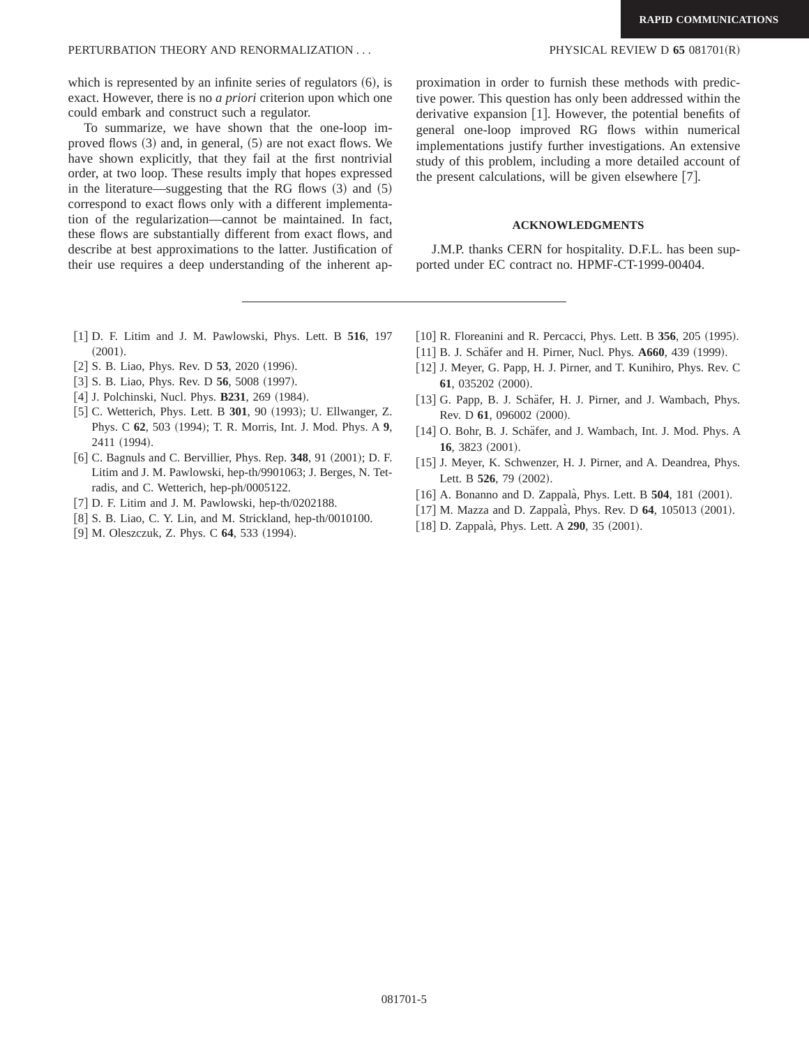which is represented by an infinite series of regulators (6), is exact. However, there is no *a priori* criterion upon which one could embark and construct such a regulator.

To summarize, we have shown that the one-loop improved flows (3) and, in general, (5) are not exact flows. We have shown explicitly, that they fail at the first nontrivial order, at two loop. These results imply that hopes expressed in the literature—suggesting that the RG flows (3) and (5) correspond to exact flows only with a different implementation of the regularization—cannot be maintained. In fact, these flows are substantially different from exact flows, and describe at best approximations to the latter. Justification of their use requires a deep understanding of the inherent approximation in order to furnish these methods with predictive power. This question has only been addressed within the derivative expansion [1]. However, the potential benefits of general one-loop improved RG flows within numerical implementations justify further investigations. An extensive study of this problem, including a more detailed account of the present calculations, will be given elsewhere [7].

## ACKNOWLEDGMENTS

J.M.P. thanks CERN for hospitality. D.F.L. has been supported under EC contract no. HPMF-CT-1999-00404.

---

[1] D. F. Litim and J. M. Pawlowski, Phys. Lett. B **516**, 197 (2001).

[2] S. B. Liao, Phys. Rev. D **53**, 2020 (1996).

[3] S. B. Liao, Phys. Rev. D **56**, 5008 (1997).

[4] J. Polchinski, Nucl. Phys. **B231**, 269 (1984).

[5] C. Wetterich, Phys. Lett. B **301**, 90 (1993); U. Ellwanger, Z. Phys. C **62**, 503 (1994); T. R. Morris, Int. J. Mod. Phys. A **9**, 2411 (1994).

[6] C. Bagnuls and C. Bervillier, Phys. Rep. **348**, 91 (2001); D. F. Litim and J. M. Pawlowski, hep-th/9901063; J. Berges, N. Tetradis, and C. Wetterich, hep-ph/0005122.

[7] D. F. Litim and J. M. Pawlowski, hep-th/0202188.

[8] S. B. Liao, C. Y. Lin, and M. Strickland, hep-th/0010100.

[9] M. Oleszczuk, Z. Phys. C **64**, 533 (1994).

[10] R. Floreanini and R. Percacci, Phys. Lett. B **356**, 205 (1995).

[11] B. J. Schäfer and H. Pirner, Nucl. Phys. **A660**, 439 (1999).

[12] J. Meyer, G. Papp, H. J. Pirner, and T. Kunihiro, Phys. Rev. C **61**, 035202 (2000).

[13] G. Papp, B. J. Schäfer, H. J. Pirner, and J. Wambach, Phys. Rev. D **61**, 096002 (2000).

[14] O. Bohr, B. J. Schäfer, and J. Wambach, Int. J. Mod. Phys. A **16**, 3823 (2001).

[15] J. Meyer, K. Schwenzer, H. J. Pirner, and A. Deandrea, Phys. Lett. B **526**, 79 (2002).

[16] A. Bonanno and D. Zappalà, Phys. Lett. B **504**, 181 (2001).

[17] M. Mazza and D. Zappalà, Phys. Rev. D **64**, 105013 (2001).

[18] D. Zappalà, Phys. Lett. A **290**, 35 (2001).